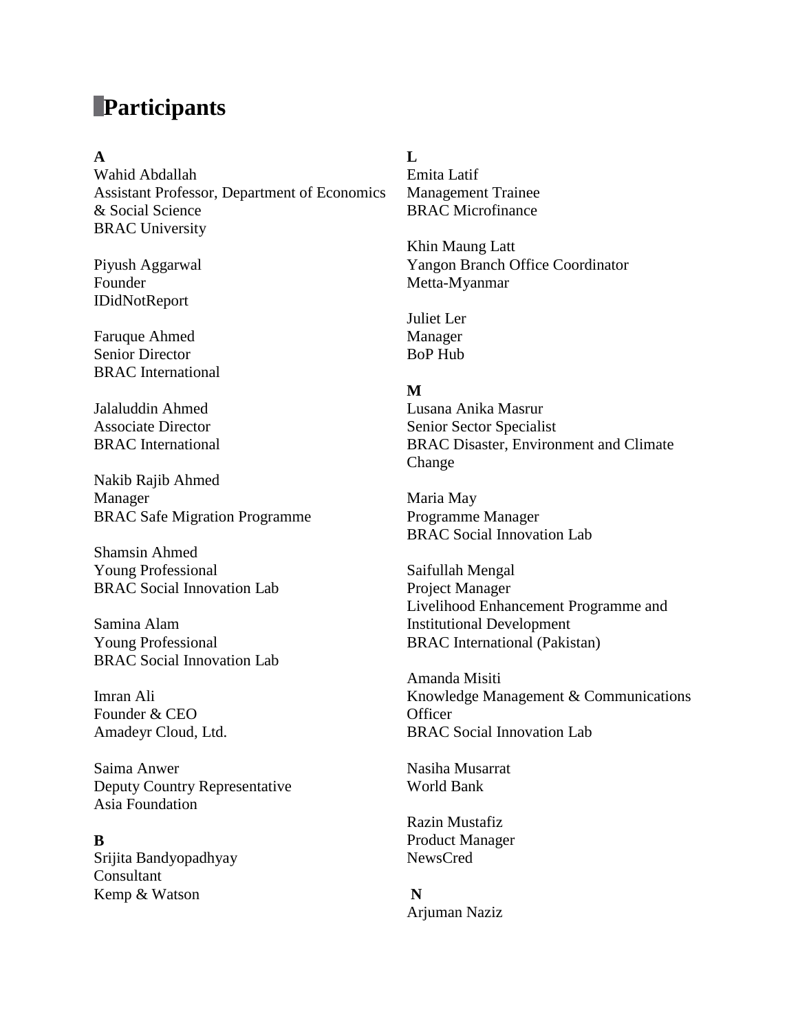# Participants

**A**

Wahid Abdallah
Assistant Professor, Department of Economics & Social Science
BRAC University

Piyush Aggarwal
Founder
IDidNotReport

Faruque Ahmed
Senior Director
BRAC International

Jalaluddin Ahmed
Associate Director
BRAC International

Nakib Rajib Ahmed
Manager
BRAC Safe Migration Programme

Shamsin Ahmed
Young Professional
BRAC Social Innovation Lab

Samina Alam
Young Professional
BRAC Social Innovation Lab

Imran Ali
Founder & CEO
Amadeyr Cloud, Ltd.

Saima Anwer
Deputy Country Representative
Asia Foundation

**B**

Srijita Bandyopadhyay
Consultant
Kemp & Watson

**L**

Emita Latif
Management Trainee
BRAC Microfinance

Khin Maung Latt
Yangon Branch Office Coordinator
Metta-Myanmar

Juliet Ler
Manager
BoP Hub

**M**

Lusana Anika Masrur
Senior Sector Specialist
BRAC Disaster, Environment and Climate Change

Maria May
Programme Manager
BRAC Social Innovation Lab

Saifullah Mengal
Project Manager
Livelihood Enhancement Programme and Institutional Development
BRAC International (Pakistan)

Amanda Misiti
Knowledge Management & Communications Officer
BRAC Social Innovation Lab

Nasiha Musarrat
World Bank

Razin Mustafiz
Product Manager
NewsCred

**N**

Arjuman Naziz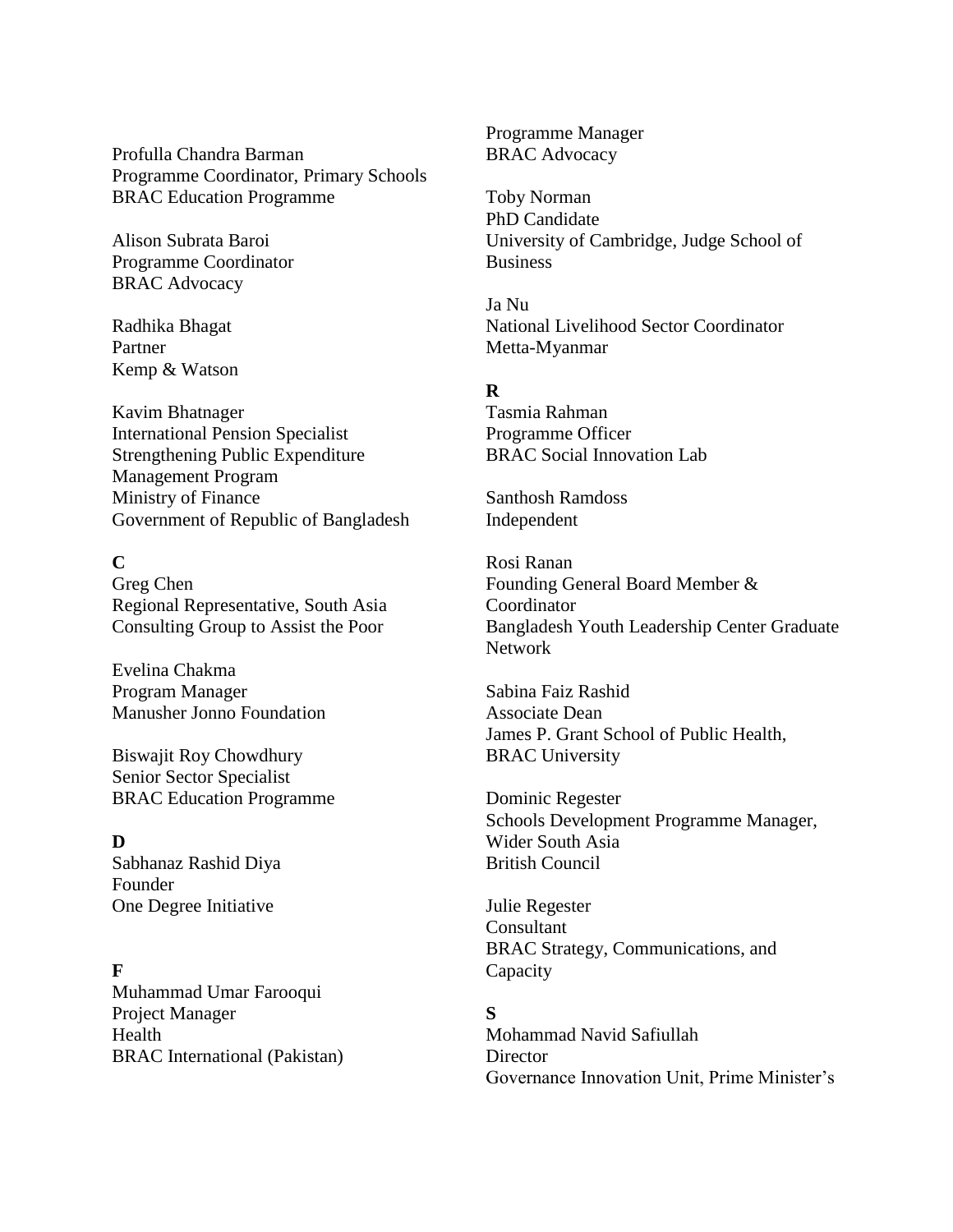Profulla Chandra Barman
Programme Coordinator, Primary Schools
BRAC Education Programme

Alison Subrata Baroi
Programme Coordinator
BRAC Advocacy

Radhika Bhagat
Partner
Kemp & Watson

Kavim Bhatnager
International Pension Specialist
Strengthening Public Expenditure Management Program
Ministry of Finance
Government of Republic of Bangladesh

**C**

Greg Chen
Regional Representative, South Asia
Consulting Group to Assist the Poor

Evelina Chakma
Program Manager
Manusher Jonno Foundation

Biswajit Roy Chowdhury
Senior Sector Specialist
BRAC Education Programme

**D**

Sabhanaz Rashid Diya
Founder
One Degree Initiative

**F**

Muhammad Umar Farooqui
Project Manager
Health
BRAC International (Pakistan)

Programme Manager
BRAC Advocacy

Toby Norman
PhD Candidate
University of Cambridge, Judge School of Business

Ja Nu
National Livelihood Sector Coordinator
Metta-Myanmar

**R**

Tasmia Rahman
Programme Officer
BRAC Social Innovation Lab

Santhosh Ramdoss
Independent

Rosi Ranan
Founding General Board Member & Coordinator
Bangladesh Youth Leadership Center Graduate Network

Sabina Faiz Rashid
Associate Dean
James P. Grant School of Public Health, BRAC University

Dominic Regester
Schools Development Programme Manager, Wider South Asia
British Council

Julie Regester
Consultant
BRAC Strategy, Communications, and Capacity

**S**

Mohammad Navid Safiullah
Director
Governance Innovation Unit, Prime Minister's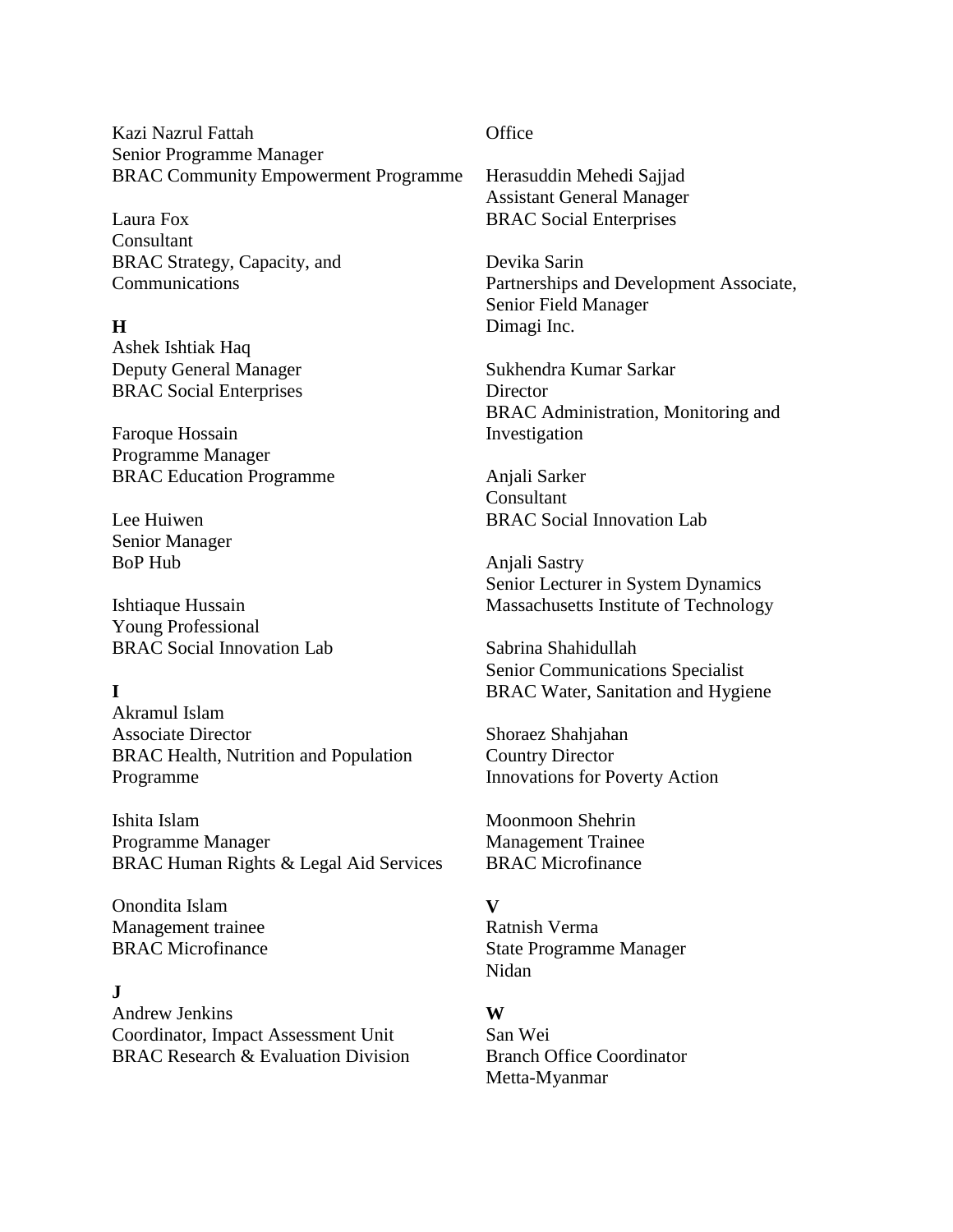Kazi Nazrul Fattah
Senior Programme Manager
BRAC Community Empowerment Programme

Laura Fox
Consultant
BRAC Strategy, Capacity, and Communications

**H**

Ashek Ishtiak Haq
Deputy General Manager
BRAC Social Enterprises

Faroque Hossain
Programme Manager
BRAC Education Programme

Lee Huiwen
Senior Manager
BoP Hub

Ishtiaque Hussain
Young Professional
BRAC Social Innovation Lab

**I**

Akramul Islam
Associate Director
BRAC Health, Nutrition and Population Programme

Ishita Islam
Programme Manager
BRAC Human Rights & Legal Aid Services

Onondita Islam
Management trainee
BRAC Microfinance

**J**

Andrew Jenkins
Coordinator, Impact Assessment Unit
BRAC Research & Evaluation Division
Office

Herasuddin Mehedi Sajjad
Assistant General Manager
BRAC Social Enterprises

Devika Sarin
Partnerships and Development Associate, Senior Field Manager
Dimagi Inc.

Sukhendra Kumar Sarkar
Director
BRAC Administration, Monitoring and Investigation

Anjali Sarker
Consultant
BRAC Social Innovation Lab

Anjali Sastry
Senior Lecturer in System Dynamics
Massachusetts Institute of Technology

Sabrina Shahidullah
Senior Communications Specialist
BRAC Water, Sanitation and Hygiene

Shoraez Shahjahan
Country Director
Innovations for Poverty Action

Moonmoon Shehrin
Management Trainee
BRAC Microfinance

**V**

Ratnish Verma
State Programme Manager
Nidan

**W**

San Wei
Branch Office Coordinator
Metta-Myanmar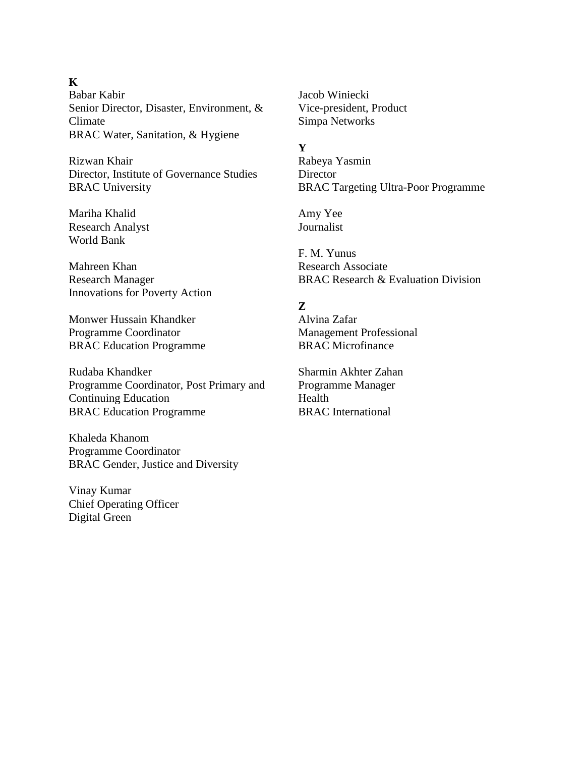**K**

Babar Kabir
Senior Director, Disaster, Environment, & Climate
BRAC Water, Sanitation, & Hygiene

Rizwan Khair
Director, Institute of Governance Studies
BRAC University

Mariha Khalid
Research Analyst
World Bank

Mahreen Khan
Research Manager
Innovations for Poverty Action

Monwer Hussain Khandker
Programme Coordinator
BRAC Education Programme

Rudaba Khandker
Programme Coordinator, Post Primary and Continuing Education
BRAC Education Programme

Khaleda Khanom
Programme Coordinator
BRAC Gender, Justice and Diversity

Vinay Kumar
Chief Operating Officer
Digital Green

Jacob Winiecki
Vice-president, Product
Simpa Networks

**Y**

Rabeya Yasmin
Director
BRAC Targeting Ultra-Poor Programme

Amy Yee
Journalist

F. M. Yunus
Research Associate
BRAC Research & Evaluation Division

**Z**

Alvina Zafar
Management Professional
BRAC Microfinance

Sharmin Akhter Zahan
Programme Manager
Health
BRAC International